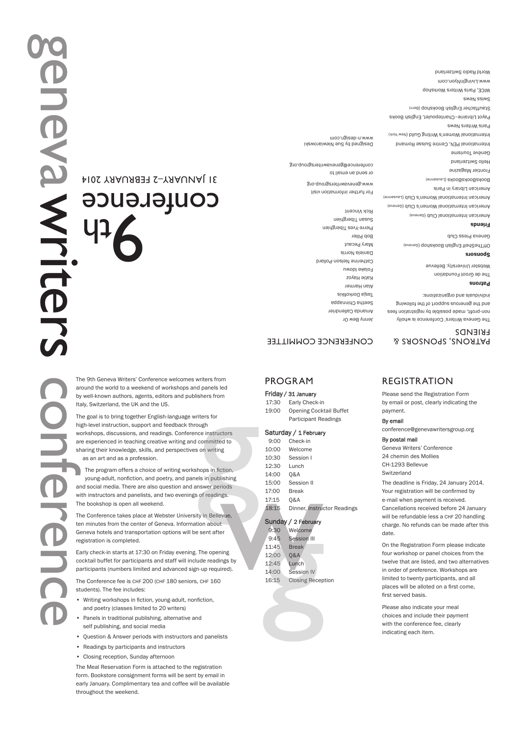# geneva writers conference

## 9th conference

31 JANUARY–2 FEBRUARY 2014

## CONFERENCE COMMITTEE

Jenny Bew Or
Amanda Callendier
Seetha Chinnappa
Tasja Dorkofikis
Alan Harmer
Katie Hayoz
Folake Idowu
Catherine Nelson-Pollard
Daniela Norris
Mary Pecaut
Bob Piller
Pierre-Yves Tiberghien
Susan Tiberghien
Rick Vincent

For further information visit
www.genevawritersgroup.org
or send an email to
conference@genevawritersgroup.org

Designed by Sue Niewiarowski
www.n-design.com

## PATRONS, SPONSORS & FRIENDS

The Geneva Writers' Conference is wholly non-profit, made possible by registration fees and the generous support of the following individuals and organizations:

**Patrons**

The de Groot Foundation
Webster University, Bellevue

**Sponsors**

OffTheShelf English Bookshop (Geneva)
Geneva Press Club

**Friends**

American International Club (Geneva)
American International Women's Club (Geneva)
American International Women's Club (Lausanne)
American Library in Paris
BooksBooksBooks (Lausanne)
Frontier Magazine
Hello Switzerland
Genève Tourisme
International PEN, Centre Suisse Romand
International Women's Writing Guild (New York)
Paris Writers News
Payot Librairie–Chantepoulet, English Books
Stauffacher English Bookshop (Bern)
Swiss News
WICE, Paris Writers Workshop
www.LivingInNyon.com
World Radio Switzerland

---

The 9th Geneva Writers' Conference welcomes writers from around the world to a weekend of workshops and panels led by well-known authors, agents, editors and publishers from Italy, Switzerland, the UK and the US.

The goal is to bring together English-language writers for high-level instruction, support and feedback through workshops, discussions, and readings. Conference instructors are experienced in teaching creative writing and committed to sharing their knowledge, skills, and perspectives on writing as an art and as a profession.

The program offers a choice of writing workshops in fiction, young-adult, nonfiction, and poetry, and panels in publishing and social media. There are also question and answer periods with instructors and panelists, and two evenings of readings. The bookshop is open all weekend.

The Conference takes place at Webster University in Bellevue, ten minutes from the center of Geneva. Information about Geneva hotels and transportation options will be sent after registration is completed.

Early check-in starts at 17:30 on Friday evening. The opening cocktail buffet for participants and staff will include readings by participants (numbers limited and advanced sign-up required).

The Conference fee is CHF 200 (CHF 180 seniors, CHF 160 students). The fee includes:

- Writing workshops in fiction, young-adult, nonfiction, and poetry (classes limited to 20 writers)
- Panels in traditional publishing, alternative and self publishing, and social media
- Question & Answer periods with instructors and panelists
- Readings by participants and instructors
- Closing reception, Sunday afternoon

The Meal Reservation Form is attached to the registration form. Bookstore consignment forms will be sent by email in early January. Complimentary tea and coffee will be available throughout the weekend.

## PROGRAM

**Friday / 31 January**

| | |
|---|---|
| 17:30 | Early Check-in |
| 19:00 | Opening Cocktail Buffet Participant Readings |

**Saturday / 1 February**

| | |
|---|---|
| 9:00 | Check-in |
| 10:00 | Welcome |
| 10:30 | Session I |
| 12:30 | Lunch |
| 14:00 | Q&A |
| 15:00 | Session II |
| 17:00 | Break |
| 17:15 | Q&A |
| 18:15 | Dinner, Instructor Readings |

**Sunday / 2 February**

| | |
|---|---|
| 9:30 | Welcome |
| 9:45 | Session III |
| 11:45 | Break |
| 12:00 | Q&A |
| 12:45 | Lunch |
| 14:00 | Session IV |
| 16:15 | Closing Reception |

## REGISTRATION

Please send the Registration Form by email or post, clearly indicating the payment.

**By email**
conference@genevawritersgroup.org

**By postal mail**
Geneva Writers' Conference
24 chemin des Mollies
CH-1293 Bellevue
Switzerland

The deadline is Friday, 24 January 2014. Your registration will be confirmed by e-mail when payment is received. Cancellations received before 24 January will be refundable less a CHF 20 handling charge. No refunds can be made after this date.

On the Registration Form please indicate four workshop or panel choices from the twelve that are listed, and two alternatives in order of preference. Workshops are limited to twenty participants, and all places will be alloted on a first come, first served basis.

Please also indicate your meal choices and include their payment with the conference fee, clearly indicating each item.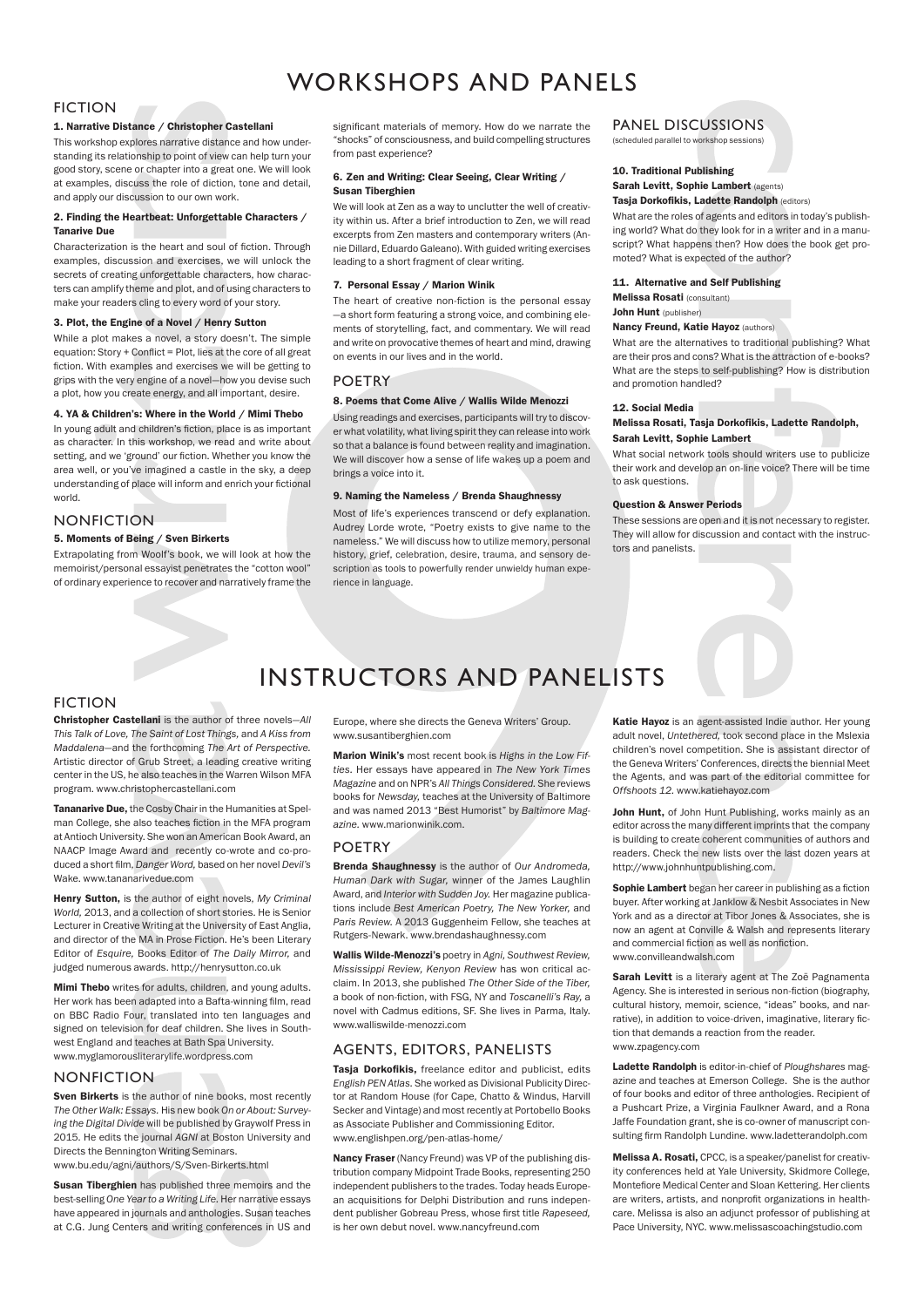# WORKSHOPS AND PANELS

## FICTION

### 1. Narrative Distance / Christopher Castellani

This workshop explores narrative distance and how understanding its relationship to point of view can help turn your good story, scene or chapter into a great one. We will look at examples, discuss the role of diction, tone and detail, and apply our discussion to our own work.

### 2. Finding the Heartbeat: Unforgettable Characters / Tanarive Due

Characterization is the heart and soul of fiction. Through examples, discussion and exercises, we will unlock the secrets of creating unforgettable characters, how characters can amplify theme and plot, and of using characters to make your readers cling to every word of your story.

### 3. Plot, the Engine of a Novel / Henry Sutton

While a plot makes a novel, a story doesn't. The simple equation: Story + Conflict = Plot, lies at the core of all great fiction. With examples and exercises we will be getting to grips with the very engine of a novel—how you devise such a plot, how you create energy, and all important, desire.

### 4. YA & Children's: Where in the World / Mimi Thebo

In young adult and children's fiction, place is as important as character. In this workshop, we read and write about setting, and we 'ground' our fiction. Whether you know the area well, or you've imagined a castle in the sky, a deep understanding of place will inform and enrich your fictional world.

## NONFICTION

### 5. Moments of Being / Sven Birkerts

Extrapolating from Woolf's book, we will look at how the memoirist/personal essayist penetrates the "cotton wool" of ordinary experience to recover and narratively frame the significant materials of memory. How do we narrate the "shocks" of consciousness, and build compelling structures from past experience?

### 6. Zen and Writing: Clear Seeing, Clear Writing / Susan Tiberghien

We will look at Zen as a way to unclutter the well of creativity within us. After a brief introduction to Zen, we will read excerpts from Zen masters and contemporary writers (Annie Dillard, Eduardo Galeano). With guided writing exercises leading to a short fragment of clear writing.

### 7. Personal Essay / Marion Winik

The heart of creative non-fiction is the personal essay—a short form featuring a strong voice, and combining elements of storytelling, fact, and commentary. We will read and write on provocative themes of heart and mind, drawing on events in our lives and in the world.

## POETRY

### 8. Poems that Come Alive / Wallis Wilde Menozzi

Using readings and exercises, participants will try to discover what volatility, what living spirit they can release into work so that a balance is found between reality and imagination. We will discover how a sense of life wakes up a poem and brings a voice into it.

### 9. Naming the Nameless / Brenda Shaughnessy

Most of life's experiences transcend or defy explanation. Audrey Lorde wrote, "Poetry exists to give name to the nameless." We will discuss how to utilize memory, personal history, grief, celebration, desire, trauma, and sensory description as tools to powerfully render unwieldy human experience in language.

## PANEL DISCUSSIONS

(scheduled parallel to workshop sessions)

### 10. Traditional Publishing

**Sarah Levitt, Sophie Lambert** (agents)
**Tasja Dorkofikis, Ladette Randolph** (editors)

What are the roles of agents and editors in today's publishing world? What do they look for in a writer and in a manuscript? What happens then? How does the book get promoted? What is expected of the author?

### 11. Alternative and Self Publishing

**Melissa Rosati** (consultant)
**John Hunt** (publisher)
**Nancy Freund, Katie Hayoz** (authors)

What are the alternatives to traditional publishing? What are their pros and cons? What is the attraction of e-books? What are the steps to self-publishing? How is distribution and promotion handled?

### 12. Social Media

**Melissa Rosati, Tasja Dorkofikis, Ladette Randolph, Sarah Levitt, Sophie Lambert**

What social network tools should writers use to publicize their work and develop an on-line voice? There will be time to ask questions.

### Question & Answer Periods

These sessions are open and it is not necessary to register. They will allow for discussion and contact with the instructors and panelists.

# INSTRUCTORS AND PANELISTS

## FICTION

**Christopher Castellani** is the author of three novels—*All This Talk of Love, The Saint of Lost Things,* and *A Kiss from Maddalena*—and the forthcoming *The Art of Perspective.* Artistic director of Grub Street, a leading creative writing center in the US, he also teaches in the Warren Wilson MFA program. www.christophercastellani.com

**Tananarive Due,** the Cosby Chair in the Humanities at Spelman College, she also teaches fiction in the MFA program at Antioch University. She won an American Book Award, an NAACP Image Award and recently co-wrote and co-produced a short film, *Danger Word,* based on her novel *Devil's* Wake. www.tananarivedue.com

**Henry Sutton,** is the author of eight novels, *My Criminal World,* 2013, and a collection of short stories. He is Senior Lecturer in Creative Writing at the University of East Anglia, and director of the MA in Prose Fiction. He's been Literary Editor of *Esquire,* Books Editor of *The Daily Mirror,* and judged numerous awards. http://henrysutton.co.uk

**Mimi Thebo** writes for adults, children, and young adults. Her work has been adapted into a Bafta-winning film, read on BBC Radio Four, translated into ten languages and signed on television for deaf children. She lives in Southwest England and teaches at Bath Spa University. www.myglamorousliterarylife.wordpress.com

## NONFICTION

**Sven Birkerts** is the author of nine books, most recently *The Other Walk: Essays.* His new book *On or About: Surveying the Digital Divide* will be published by Graywolf Press in 2015. He edits the journal *AGNI* at Boston University and Directs the Bennington Writing Seminars. www.bu.edu/agni/authors/S/Sven-Birkerts.html

**Susan Tiberghien** has published three memoirs and the best-selling *One Year to a Writing Life.* Her narrative essays have appeared in journals and anthologies. Susan teaches at C.G. Jung Centers and writing conferences in US and Europe, where she directs the Geneva Writers' Group. www.susantiberghien.com

**Marion Winik's** most recent book is *Highs in the Low Fifties.* Her essays have appeared in *The New York Times Magazine* and on NPR's *All Things Considered.* She reviews books for *Newsday,* teaches at the University of Baltimore and was named 2013 "Best Humorist" by *Baltimore Magazine.* www.marionwinik.com.

## POETRY

**Brenda Shaughnessy** is the author of *Our Andromeda, Human Dark with Sugar,* winner of the James Laughlin Award, and *Interior with Sudden Joy.* Her magazine publications include *Best American Poetry, The New Yorker,* and *Paris Review.* A 2013 Guggenheim Fellow, she teaches at Rutgers-Newark. www.brendashaughnessy.com

**Wallis Wilde-Menozzi's** poetry in *Agni, Southwest Review, Mississippi Review, Kenyon Review* has won critical acclaim. In 2013, she published *The Other Side of the Tiber,* a book of non-fiction, with FSG, NY and *Toscanelli's Ray,* a novel with Cadmus editions, SF. She lives in Parma, Italy. www.walliswilde-menozzi.com

## AGENTS, EDITORS, PANELISTS

**Tasja Dorkofikis,** freelance editor and publicist, edits *English PEN Atlas.* She worked as Divisional Publicity Director at Random House (for Cape, Chatto & Windus, Harvill Secker and Vintage) and most recently at Portobello Books as Associate Publisher and Commissioning Editor. www.englishpen.org/pen-atlas-home/

**Nancy Fraser** (Nancy Freund) was VP of the publishing distribution company Midpoint Trade Books, representing 250 independent publishers to the trades. Today heads European acquisitions for Delphi Distribution and runs independent publisher Gobreau Press, whose first title *Rapeseed,* is her own debut novel. www.nancyfreund.com

**Katie Hayoz** is an agent-assisted Indie author. Her young adult novel, *Untethered,* took second place in the Mslexia children's novel competition. She is assistant director of the Geneva Writers' Conferences, directs the biennial Meet the Agents, and was part of the editorial committee for *Offshoots 12.* www.katiehayoz.com

**John Hunt,** of John Hunt Publishing, works mainly as an editor across the many different imprints that the company is building to create coherent communities of authors and readers. Check the new lists over the last dozen years at http://www.johnhuntpublishing.com.

**Sophie Lambert** began her career in publishing as a fiction buyer. After working at Janklow & Nesbit Associates in New York and as a director at Tibor Jones & Associates, she is now an agent at Conville & Walsh and represents literary and commercial fiction as well as nonfiction. www.convilleandwalsh.com

**Sarah Levitt** is a literary agent at The Zoë Pagnamenta Agency. She is interested in serious non-fiction (biography, cultural history, memoir, science, "ideas" books, and narrative), in addition to voice-driven, imaginative, literary fiction that demands a reaction from the reader. www.zpagency.com

**Ladette Randolph** is editor-in-chief of *Ploughshares* magazine and teaches at Emerson College. She is the author of four books and editor of three anthologies. Recipient of a Pushcart Prize, a Virginia Faulkner Award, and a Rona Jaffe Foundation grant, she is co-owner of manuscript consulting firm Randolph Lundine. www.ladetterandolph.com

**Melissa A. Rosati,** CPCC, is a speaker/panelist for creativity conferences held at Yale University, Skidmore College, Montefiore Medical Center and Sloan Kettering. Her clients are writers, artists, and nonprofit organizations in healthcare. Melissa is also an adjunct professor of publishing at Pace University, NYC. www.melissascoachingstudio.com